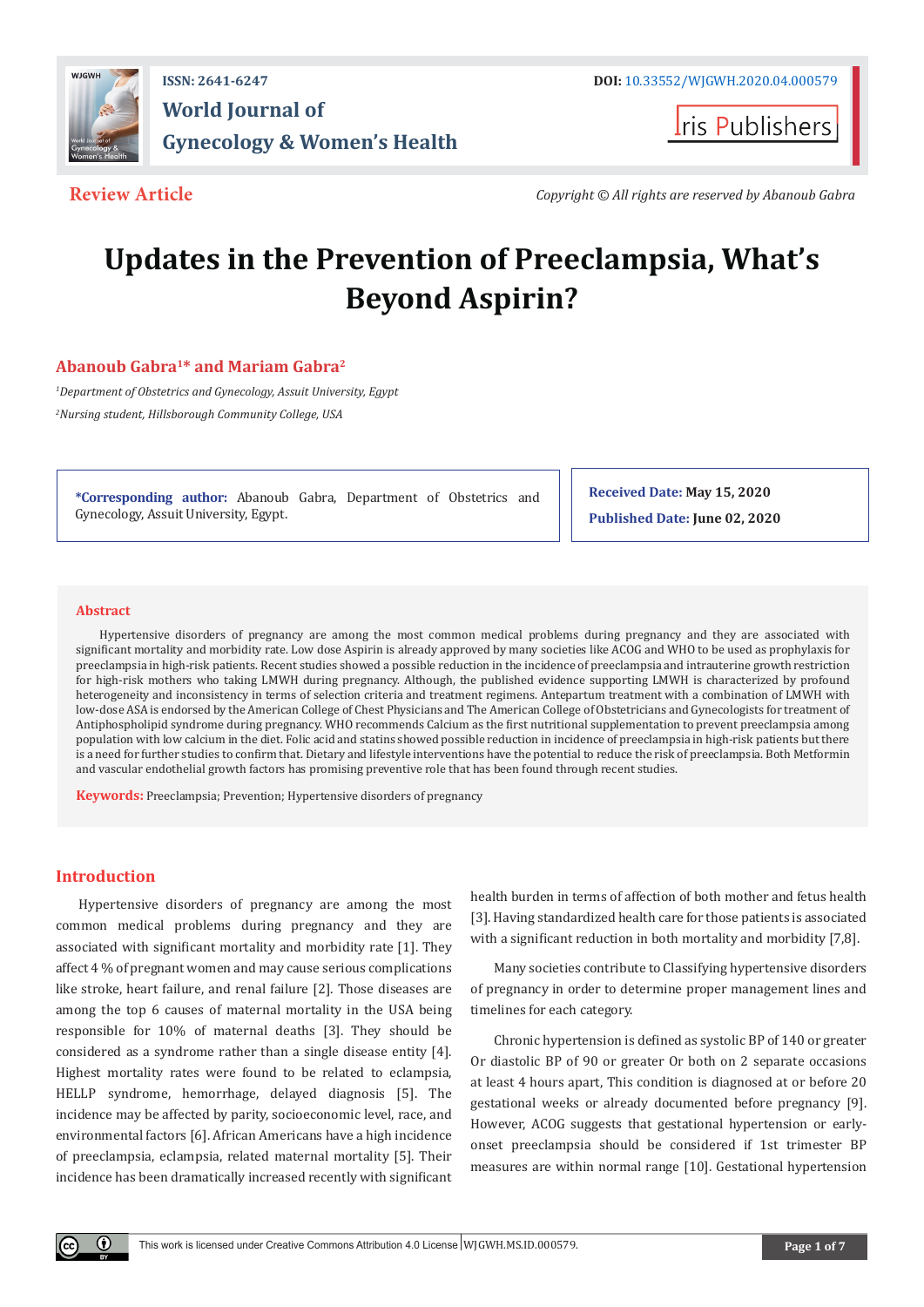ISSN: 2641-6247

DOI: 10.33552/WJGWH.2020.04.000579

# World Journal of Gynecology & Women's Health

Iris Publishers

**Review Article**

*Copyright © All rights are reserved by Abanoub Gabra*

# Updates in the Prevention of Preeclampsia, What's Beyond Aspirin?

**Abanoub Gabra[1]\* and Mariam Gabra[2]**

[1]*Department of Obstetrics and Gynecology, Assuit University, Egypt*

[2]*Nursing student, Hillsborough Community College, USA*

**\*Corresponding author:** Abanoub Gabra, Department of Obstetrics and Gynecology, Assuit University, Egypt.

**Received Date:** May 15, 2020

**Published Date:** June 02, 2020

## Abstract

Hypertensive disorders of pregnancy are among the most common medical problems during pregnancy and they are associated with significant mortality and morbidity rate. Low dose Aspirin is already approved by many societies like ACOG and WHO to be used as prophylaxis for preeclampsia in high-risk patients. Recent studies showed a possible reduction in the incidence of preeclampsia and intrauterine growth restriction for high-risk mothers who taking LMWH during pregnancy. Although, the published evidence supporting LMWH is characterized by profound heterogeneity and inconsistency in terms of selection criteria and treatment regimens. Antepartum treatment with a combination of LMWH with low-dose ASA is endorsed by the American College of Chest Physicians and The American College of Obstetricians and Gynecologists for treatment of Antiphospholipid syndrome during pregnancy. WHO recommends Calcium as the first nutritional supplementation to prevent preeclampsia among population with low calcium in the diet. Folic acid and statins showed possible reduction in incidence of preeclampsia in high-risk patients but there is a need for further studies to confirm that. Dietary and lifestyle interventions have the potential to reduce the risk of preeclampsia. Both Metformin and vascular endothelial growth factors has promising preventive role that has been found through recent studies.

**Keywords:** Preeclampsia; Prevention; Hypertensive disorders of pregnancy

## Introduction

Hypertensive disorders of pregnancy are among the most common medical problems during pregnancy and they are associated with significant mortality and morbidity rate [1]. They affect 4 % of pregnant women and may cause serious complications like stroke, heart failure, and renal failure [2]. Those diseases are among the top 6 causes of maternal mortality in the USA being responsible for 10% of maternal deaths [3]. They should be considered as a syndrome rather than a single disease entity [4]. Highest mortality rates were found to be related to eclampsia, HELLP syndrome, hemorrhage, delayed diagnosis [5]. The incidence may be affected by parity, socioeconomic level, race, and environmental factors [6]. African Americans have a high incidence of preeclampsia, eclampsia, related maternal mortality [5]. Their incidence has been dramatically increased recently with significant health burden in terms of affection of both mother and fetus health [3]. Having standardized health care for those patients is associated with a significant reduction in both mortality and morbidity [7,8].

Many societies contribute to Classifying hypertensive disorders of pregnancy in order to determine proper management lines and timelines for each category.

Chronic hypertension is defined as systolic BP of 140 or greater Or diastolic BP of 90 or greater Or both on 2 separate occasions at least 4 hours apart, This condition is diagnosed at or before 20 gestational weeks or already documented before pregnancy [9]. However, ACOG suggests that gestational hypertension or early-onset preeclampsia should be considered if 1st trimester BP measures are within normal range [10]. Gestational hypertension

This work is licensed under Creative Commons Attribution 4.0 License WJGWH.MS.ID.000579.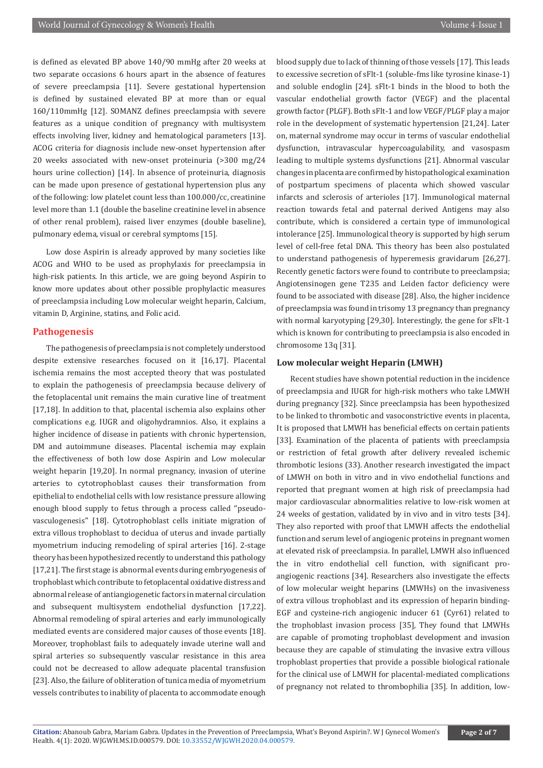is defined as elevated BP above 140/90 mmHg after 20 weeks at two separate occasions 6 hours apart in the absence of features of severe preeclampsia [11]. Severe gestational hypertension is defined by sustained elevated BP at more than or equal 160/110mmHg [12]. SOMANZ defines preeclampsia with severe features as a unique condition of pregnancy with multisystem effects involving liver, kidney and hematological parameters [13]. ACOG criteria for diagnosis include new-onset hypertension after 20 weeks associated with new-onset proteinuria (>300 mg/24 hours urine collection) [14]. In absence of proteinuria, diagnosis can be made upon presence of gestational hypertension plus any of the following: low platelet count less than 100.000/cc, creatinine level more than 1.1 (double the baseline creatinine level in absence of other renal problem), raised liver enzymes (double baseline), pulmonary edema, visual or cerebral symptoms [15].

Low dose Aspirin is already approved by many societies like ACOG and WHO to be used as prophylaxis for preeclampsia in high-risk patients. In this article, we are going beyond Aspirin to know more updates about other possible prophylactic measures of preeclampsia including Low molecular weight heparin, Calcium, vitamin D, Arginine, statins, and Folic acid.

## Pathogenesis

The pathogenesis of preeclampsia is not completely understood despite extensive researches focused on it [16,17]. Placental ischemia remains the most accepted theory that was postulated to explain the pathogenesis of preeclampsia because delivery of the fetoplacental unit remains the main curative line of treatment [17,18]. In addition to that, placental ischemia also explains other complications e.g. IUGR and oligohydramnios. Also, it explains a higher incidence of disease in patients with chronic hypertension, DM and autoimmune diseases. Placental ischemia may explain the effectiveness of both low dose Aspirin and Low molecular weight heparin [19,20]. In normal pregnancy, invasion of uterine arteries to cytotrophoblast causes their transformation from epithelial to endothelial cells with low resistance pressure allowing enough blood supply to fetus through a process called "pseudo-vasculogenesis" [18]. Cytotrophoblast cells initiate migration of extra villous trophoblast to decidua of uterus and invade partially myometrium inducing remodeling of spiral arteries [16]. 2-stage theory has been hypothesized recently to understand this pathology [17,21]. The first stage is abnormal events during embryogenesis of trophoblast which contribute to fetoplacental oxidative distress and abnormal release of antiangiogenetic factors in maternal circulation and subsequent multisystem endothelial dysfunction [17,22]. Abnormal remodeling of spiral arteries and early immunologically mediated events are considered major causes of those events [18]. Moreover, trophoblast fails to adequately invade uterine wall and spiral arteries so subsequently vascular resistance in this area could not be decreased to allow adequate placental transfusion [23]. Also, the failure of obliteration of tunica media of myometrium vessels contributes to inability of placenta to accommodate enough blood supply due to lack of thinning of those vessels [17]. This leads to excessive secretion of sFlt-1 (soluble-fms like tyrosine kinase-1) and soluble endoglin [24]. sFlt-1 binds in the blood to both the vascular endothelial growth factor (VEGF) and the placental growth factor (PLGF). Both sFlt-1 and low VEGF/PLGF play a major role in the development of systematic hypertension [21,24]. Later on, maternal syndrome may occur in terms of vascular endothelial dysfunction, intravascular hypercoagulability, and vasospasm leading to multiple systems dysfunctions [21]. Abnormal vascular changes in placenta are confirmed by histopathological examination of postpartum specimens of placenta which showed vascular infarcts and sclerosis of arterioles [17]. Immunological maternal reaction towards fetal and paternal derived Antigens may also contribute, which is considered a certain type of immunological intolerance [25]. Immunological theory is supported by high serum level of cell-free fetal DNA. This theory has been also postulated to understand pathogenesis of hyperemesis gravidarum [26,27]. Recently genetic factors were found to contribute to preeclampsia; Angiotensinogen gene T235 and Leiden factor deficiency were found to be associated with disease [28]. Also, the higher incidence of preeclampsia was found in trisomy 13 pregnancy than pregnancy with normal karyotyping [29,30]. Interestingly, the gene for sFlt-1 which is known for contributing to preeclampsia is also encoded in chromosome 13q [31].

### Low molecular weight Heparin (LMWH)

Recent studies have shown potential reduction in the incidence of preeclampsia and IUGR for high-risk mothers who take LMWH during pregnancy [32]. Since preeclampsia has been hypothesized to be linked to thrombotic and vasoconstrictive events in placenta, It is proposed that LMWH has beneficial effects on certain patients [33]. Examination of the placenta of patients with preeclampsia or restriction of fetal growth after delivery revealed ischemic thrombotic lesions (33). Another research investigated the impact of LMWH on both in vitro and in vivo endothelial functions and reported that pregnant women at high risk of preeclampsia had major cardiovascular abnormalities relative to low-risk women at 24 weeks of gestation, validated by in vivo and in vitro tests [34]. They also reported with proof that LMWH affects the endothelial function and serum level of angiogenic proteins in pregnant women at elevated risk of preeclampsia. In parallel, LMWH also influenced the in vitro endothelial cell function, with significant pro-angiogenic reactions [34]. Researchers also investigate the effects of low molecular weight heparins (LMWHs) on the invasiveness of extra villous trophoblast and its expression of heparin binding-EGF and cysteine-rich angiogenic inducer 61 (Cyr61) related to the trophoblast invasion process [35], They found that LMWHs are capable of promoting trophoblast development and invasion because they are capable of stimulating the invasive extra villous trophoblast properties that provide a possible biological rationale for the clinical use of LMWH for placental-mediated complications of pregnancy not related to thrombophilia [35]. In addition, low-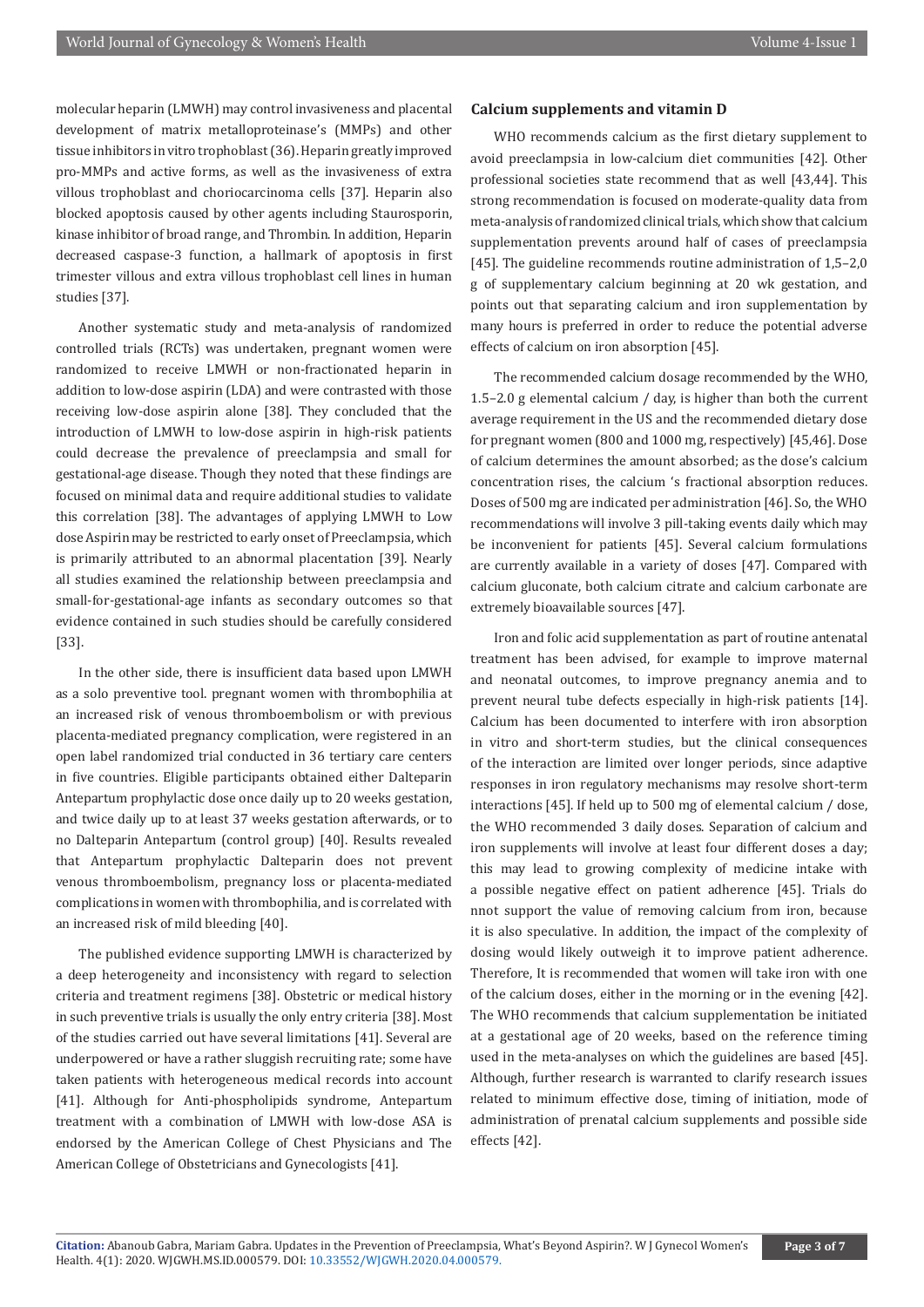molecular heparin (LMWH) may control invasiveness and placental development of matrix metalloproteinase's (MMPs) and other tissue inhibitors in vitro trophoblast (36). Heparin greatly improved pro-MMPs and active forms, as well as the invasiveness of extra villous trophoblast and choriocarcinoma cells [37]. Heparin also blocked apoptosis caused by other agents including Staurosporin, kinase inhibitor of broad range, and Thrombin. In addition, Heparin decreased caspase-3 function, a hallmark of apoptosis in first trimester villous and extra villous trophoblast cell lines in human studies [37].

Another systematic study and meta-analysis of randomized controlled trials (RCTs) was undertaken, pregnant women were randomized to receive LMWH or non-fractionated heparin in addition to low-dose aspirin (LDA) and were contrasted with those receiving low-dose aspirin alone [38]. They concluded that the introduction of LMWH to low-dose aspirin in high-risk patients could decrease the prevalence of preeclampsia and small for gestational-age disease. Though they noted that these findings are focused on minimal data and require additional studies to validate this correlation [38]. The advantages of applying LMWH to Low dose Aspirin may be restricted to early onset of Preeclampsia, which is primarily attributed to an abnormal placentation [39]. Nearly all studies examined the relationship between preeclampsia and small-for-gestational-age infants as secondary outcomes so that evidence contained in such studies should be carefully considered [33].

In the other side, there is insufficient data based upon LMWH as a solo preventive tool. pregnant women with thrombophilia at an increased risk of venous thromboembolism or with previous placenta-mediated pregnancy complication, were registered in an open label randomized trial conducted in 36 tertiary care centers in five countries. Eligible participants obtained either Dalteparin Antepartum prophylactic dose once daily up to 20 weeks gestation, and twice daily up to at least 37 weeks gestation afterwards, or to no Dalteparin Antepartum (control group) [40]. Results revealed that Antepartum prophylactic Dalteparin does not prevent venous thromboembolism, pregnancy loss or placenta-mediated complications in women with thrombophilia, and is correlated with an increased risk of mild bleeding [40].

The published evidence supporting LMWH is characterized by a deep heterogeneity and inconsistency with regard to selection criteria and treatment regimens [38]. Obstetric or medical history in such preventive trials is usually the only entry criteria [38]. Most of the studies carried out have several limitations [41]. Several are underpowered or have a rather sluggish recruiting rate; some have taken patients with heterogeneous medical records into account [41]. Although for Anti-phospholipids syndrome, Antepartum treatment with a combination of LMWH with low-dose ASA is endorsed by the American College of Chest Physicians and The American College of Obstetricians and Gynecologists [41].

### Calcium supplements and vitamin D

WHO recommends calcium as the first dietary supplement to avoid preeclampsia in low-calcium diet communities [42]. Other professional societies state recommend that as well [43,44]. This strong recommendation is focused on moderate-quality data from meta-analysis of randomized clinical trials, which show that calcium supplementation prevents around half of cases of preeclampsia [45]. The guideline recommends routine administration of 1,5–2,0 g of supplementary calcium beginning at 20 wk gestation, and points out that separating calcium and iron supplementation by many hours is preferred in order to reduce the potential adverse effects of calcium on iron absorption [45].

The recommended calcium dosage recommended by the WHO, 1.5–2.0 g elemental calcium / day, is higher than both the current average requirement in the US and the recommended dietary dose for pregnant women (800 and 1000 mg, respectively) [45,46]. Dose of calcium determines the amount absorbed; as the dose's calcium concentration rises, the calcium 's fractional absorption reduces. Doses of 500 mg are indicated per administration [46]. So, the WHO recommendations will involve 3 pill-taking events daily which may be inconvenient for patients [45]. Several calcium formulations are currently available in a variety of doses [47]. Compared with calcium gluconate, both calcium citrate and calcium carbonate are extremely bioavailable sources [47].

Iron and folic acid supplementation as part of routine antenatal treatment has been advised, for example to improve maternal and neonatal outcomes, to improve pregnancy anemia and to prevent neural tube defects especially in high-risk patients [14]. Calcium has been documented to interfere with iron absorption in vitro and short-term studies, but the clinical consequences of the interaction are limited over longer periods, since adaptive responses in iron regulatory mechanisms may resolve short-term interactions [45]. If held up to 500 mg of elemental calcium / dose, the WHO recommended 3 daily doses. Separation of calcium and iron supplements will involve at least four different doses a day; this may lead to growing complexity of medicine intake with a possible negative effect on patient adherence [45]. Trials do nnot support the value of removing calcium from iron, because it is also speculative. In addition, the impact of the complexity of dosing would likely outweigh it to improve patient adherence. Therefore, It is recommended that women will take iron with one of the calcium doses, either in the morning or in the evening [42]. The WHO recommends that calcium supplementation be initiated at a gestational age of 20 weeks, based on the reference timing used in the meta-analyses on which the guidelines are based [45]. Although, further research is warranted to clarify research issues related to minimum effective dose, timing of initiation, mode of administration of prenatal calcium supplements and possible side effects [42].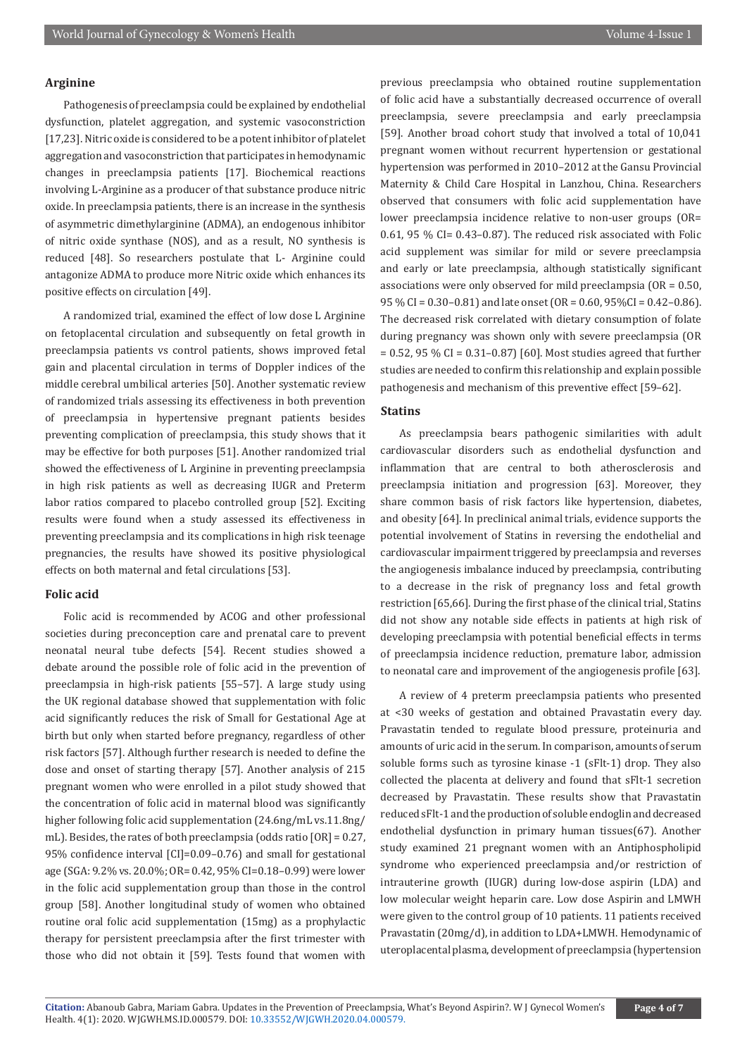### Arginine

Pathogenesis of preeclampsia could be explained by endothelial dysfunction, platelet aggregation, and systemic vasoconstriction [17,23]. Nitric oxide is considered to be a potent inhibitor of platelet aggregation and vasoconstriction that participates in hemodynamic changes in preeclampsia patients [17]. Biochemical reactions involving L-Arginine as a producer of that substance produce nitric oxide. In preeclampsia patients, there is an increase in the synthesis of asymmetric dimethylarginine (ADMA), an endogenous inhibitor of nitric oxide synthase (NOS), and as a result, NO synthesis is reduced [48]. So researchers postulate that L- Arginine could antagonize ADMA to produce more Nitric oxide which enhances its positive effects on circulation [49].

A randomized trial, examined the effect of low dose L Arginine on fetoplacental circulation and subsequently on fetal growth in preeclampsia patients vs control patients, shows improved fetal gain and placental circulation in terms of Doppler indices of the middle cerebral umbilical arteries [50]. Another systematic review of randomized trials assessing its effectiveness in both prevention of preeclampsia in hypertensive pregnant patients besides preventing complication of preeclampsia, this study shows that it may be effective for both purposes [51]. Another randomized trial showed the effectiveness of L Arginine in preventing preeclampsia in high risk patients as well as decreasing IUGR and Preterm labor ratios compared to placebo controlled group [52]. Exciting results were found when a study assessed its effectiveness in preventing preeclampsia and its complications in high risk teenage pregnancies, the results have showed its positive physiological effects on both maternal and fetal circulations [53].

### Folic acid

Folic acid is recommended by ACOG and other professional societies during preconception care and prenatal care to prevent neonatal neural tube defects [54]. Recent studies showed a debate around the possible role of folic acid in the prevention of preeclampsia in high-risk patients [55–57]. A large study using the UK regional database showed that supplementation with folic acid significantly reduces the risk of Small for Gestational Age at birth but only when started before pregnancy, regardless of other risk factors [57]. Although further research is needed to define the dose and onset of starting therapy [57]. Another analysis of 215 pregnant women who were enrolled in a pilot study showed that the concentration of folic acid in maternal blood was significantly higher following folic acid supplementation (24.6ng/mL vs.11.8ng/mL). Besides, the rates of both preeclampsia (odds ratio [OR] = 0.27, 95% confidence interval [CI]=0.09–0.76) and small for gestational age (SGA: 9.2% vs. 20.0%; OR= 0.42, 95% CI=0.18–0.99) were lower in the folic acid supplementation group than those in the control group [58]. Another longitudinal study of women who obtained routine oral folic acid supplementation (15mg) as a prophylactic therapy for persistent preeclampsia after the first trimester with those who did not obtain it [59]. Tests found that women with previous preeclampsia who obtained routine supplementation of folic acid have a substantially decreased occurrence of overall preeclampsia, severe preeclampsia and early preeclampsia [59]. Another broad cohort study that involved a total of 10,041 pregnant women without recurrent hypertension or gestational hypertension was performed in 2010–2012 at the Gansu Provincial Maternity & Child Care Hospital in Lanzhou, China. Researchers observed that consumers with folic acid supplementation have lower preeclampsia incidence relative to non-user groups (OR= 0.61, 95 % CI= 0.43–0.87). The reduced risk associated with Folic acid supplement was similar for mild or severe preeclampsia and early or late preeclampsia, although statistically significant associations were only observed for mild preeclampsia (OR = 0.50, 95 % CI = 0.30–0.81) and late onset (OR = 0.60, 95%CI = 0.42–0.86). The decreased risk correlated with dietary consumption of folate during pregnancy was shown only with severe preeclampsia (OR = 0.52, 95 % CI = 0.31–0.87) [60]. Most studies agreed that further studies are needed to confirm this relationship and explain possible pathogenesis and mechanism of this preventive effect [59–62].

### Statins

As preeclampsia bears pathogenic similarities with adult cardiovascular disorders such as endothelial dysfunction and inflammation that are central to both atherosclerosis and preeclampsia initiation and progression [63]. Moreover, they share common basis of risk factors like hypertension, diabetes, and obesity [64]. In preclinical animal trials, evidence supports the potential involvement of Statins in reversing the endothelial and cardiovascular impairment triggered by preeclampsia and reverses the angiogenesis imbalance induced by preeclampsia, contributing to a decrease in the risk of pregnancy loss and fetal growth restriction [65,66]. During the first phase of the clinical trial, Statins did not show any notable side effects in patients at high risk of developing preeclampsia with potential beneficial effects in terms of preeclampsia incidence reduction, premature labor, admission to neonatal care and improvement of the angiogenesis profile [63].

A review of 4 preterm preeclampsia patients who presented at <30 weeks of gestation and obtained Pravastatin every day. Pravastatin tended to regulate blood pressure, proteinuria and amounts of uric acid in the serum. In comparison, amounts of serum soluble forms such as tyrosine kinase -1 (sFlt-1) drop. They also collected the placenta at delivery and found that sFlt-1 secretion decreased by Pravastatin. These results show that Pravastatin reduced sFlt-1 and the production of soluble endoglin and decreased endothelial dysfunction in primary human tissues(67). Another study examined 21 pregnant women with an Antiphospholipid syndrome who experienced preeclampsia and/or restriction of intrauterine growth (IUGR) during low-dose aspirin (LDA) and low molecular weight heparin care. Low dose Aspirin and LMWH were given to the control group of 10 patients. 11 patients received Pravastatin (20mg/d), in addition to LDA+LMWH. Hemodynamic of uteroplacental plasma, development of preeclampsia (hypertension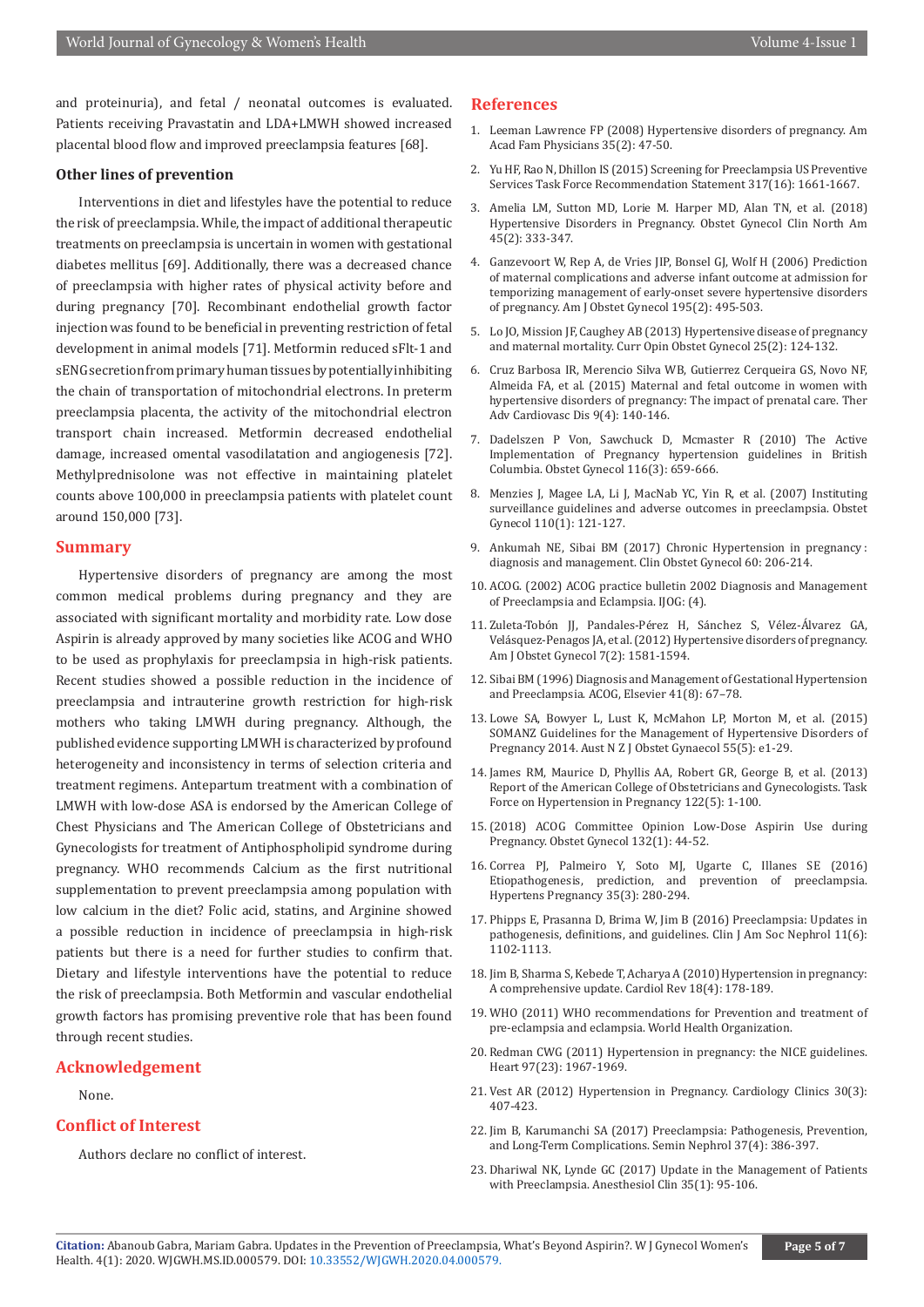and proteinuria), and fetal / neonatal outcomes is evaluated. Patients receiving Pravastatin and LDA+LMWH showed increased placental blood flow and improved preeclampsia features [68].

### Other lines of prevention

Interventions in diet and lifestyles have the potential to reduce the risk of preeclampsia. While, the impact of additional therapeutic treatments on preeclampsia is uncertain in women with gestational diabetes mellitus [69]. Additionally, there was a decreased chance of preeclampsia with higher rates of physical activity before and during pregnancy [70]. Recombinant endothelial growth factor injection was found to be beneficial in preventing restriction of fetal development in animal models [71]. Metformin reduced sFlt-1 and sENG secretion from primary human tissues by potentially inhibiting the chain of transportation of mitochondrial electrons. In preterm preeclampsia placenta, the activity of the mitochondrial electron transport chain increased. Metformin decreased endothelial damage, increased omental vasodilatation and angiogenesis [72]. Methylprednisolone was not effective in maintaining platelet counts above 100,000 in preeclampsia patients with platelet count around 150,000 [73].

## Summary

Hypertensive disorders of pregnancy are among the most common medical problems during pregnancy and they are associated with significant mortality and morbidity rate. Low dose Aspirin is already approved by many societies like ACOG and WHO to be used as prophylaxis for preeclampsia in high-risk patients. Recent studies showed a possible reduction in the incidence of preeclampsia and intrauterine growth restriction for high-risk mothers who taking LMWH during pregnancy. Although, the published evidence supporting LMWH is characterized by profound heterogeneity and inconsistency in terms of selection criteria and treatment regimens. Antepartum treatment with a combination of LMWH with low-dose ASA is endorsed by the American College of Chest Physicians and The American College of Obstetricians and Gynecologists for treatment of Antiphospholipid syndrome during pregnancy. WHO recommends Calcium as the first nutritional supplementation to prevent preeclampsia among population with low calcium in the diet? Folic acid, statins, and Arginine showed a possible reduction in incidence of preeclampsia in high-risk patients but there is a need for further studies to confirm that. Dietary and lifestyle interventions have the potential to reduce the risk of preeclampsia. Both Metformin and vascular endothelial growth factors has promising preventive role that has been found through recent studies.

## Acknowledgement

None.

## Conflict of Interest

Authors declare no conflict of interest.

## References

1. Leeman Lawrence FP (2008) Hypertensive disorders of pregnancy. Am Acad Fam Physicians 35(2): 47-50.
2. Yu HF, Rao N, Dhillon IS (2015) Screening for Preeclampsia US Preventive Services Task Force Recommendation Statement 317(16): 1661-1667.
3. Amelia LM, Sutton MD, Lorie M. Harper MD, Alan TN, et al. (2018) Hypertensive Disorders in Pregnancy. Obstet Gynecol Clin North Am 45(2): 333-347.
4. Ganzevoort W, Rep A, de Vries JIP, Bonsel GJ, Wolf H (2006) Prediction of maternal complications and adverse infant outcome at admission for temporizing management of early-onset severe hypertensive disorders of pregnancy. Am J Obstet Gynecol 195(2): 495-503.
5. Lo JO, Mission JF, Caughey AB (2013) Hypertensive disease of pregnancy and maternal mortality. Curr Opin Obstet Gynecol 25(2): 124-132.
6. Cruz Barbosa IR, Merencio Silva WB, Gutierrez Cerqueira GS, Novo NF, Almeida FA, et al. (2015) Maternal and fetal outcome in women with hypertensive disorders of pregnancy: The impact of prenatal care. Ther Adv Cardiovasc Dis 9(4): 140-146.
7. Dadelszen P Von, Sawchuck D, Mcmaster R (2010) The Active Implementation of Pregnancy hypertension guidelines in British Columbia. Obstet Gynecol 116(3): 659-666.
8. Menzies J, Magee LA, Li J, MacNab YC, Yin R, et al. (2007) Instituting surveillance guidelines and adverse outcomes in preeclampsia. Obstet Gynecol 110(1): 121-127.
9. Ankumah NE, Sibai BM (2017) Chronic Hypertension in pregnancy : diagnosis and management. Clin Obstet Gynecol 60: 206-214.
10. ACOG. (2002) ACOG practice bulletin 2002 Diagnosis and Management of Preeclampsia and Eclampsia. IJOG: (4).
11. Zuleta-Tobón JJ, Pandales-Pérez H, Sánchez S, Vélez-Álvarez GA, Velásquez-Penagos JA, et al. (2012) Hypertensive disorders of pregnancy. Am J Obstet Gynecol 7(2): 1581-1594.
12. Sibai BM (1996) Diagnosis and Management of Gestational Hypertension and Preeclampsia. ACOG, Elsevier 41(8): 67–78.
13. Lowe SA, Bowyer L, Lust K, McMahon LP, Morton M, et al. (2015) SOMANZ Guidelines for the Management of Hypertensive Disorders of Pregnancy 2014. Aust N Z J Obstet Gynaecol 55(5): e1-29.
14. James RM, Maurice D, Phyllis AA, Robert GR, George B, et al. (2013) Report of the American College of Obstetricians and Gynecologists. Task Force on Hypertension in Pregnancy 122(5): 1-100.
15. (2018) ACOG Committee Opinion Low-Dose Aspirin Use during Pregnancy. Obstet Gynecol 132(1): 44-52.
16. Correa PJ, Palmeiro Y, Soto MJ, Ugarte C, Illanes SE (2016) Etiopathogenesis, prediction, and prevention of preeclampsia. Hypertens Pregnancy 35(3): 280-294.
17. Phipps E, Prasanna D, Brima W, Jim B (2016) Preeclampsia: Updates in pathogenesis, definitions, and guidelines. Clin J Am Soc Nephrol 11(6): 1102-1113.
18. Jim B, Sharma S, Kebede T, Acharya A (2010) Hypertension in pregnancy: A comprehensive update. Cardiol Rev 18(4): 178-189.
19. WHO (2011) WHO recommendations for Prevention and treatment of pre-eclampsia and eclampsia. World Health Organization.
20. Redman CWG (2011) Hypertension in pregnancy: the NICE guidelines. Heart 97(23): 1967-1969.
21. Vest AR (2012) Hypertension in Pregnancy. Cardiology Clinics 30(3): 407-423.
22. Jim B, Karumanchi SA (2017) Preeclampsia: Pathogenesis, Prevention, and Long-Term Complications. Semin Nephrol 37(4): 386-397.
23. Dhariwal NK, Lynde GC (2017) Update in the Management of Patients with Preeclampsia. Anesthesiol Clin 35(1): 95-106.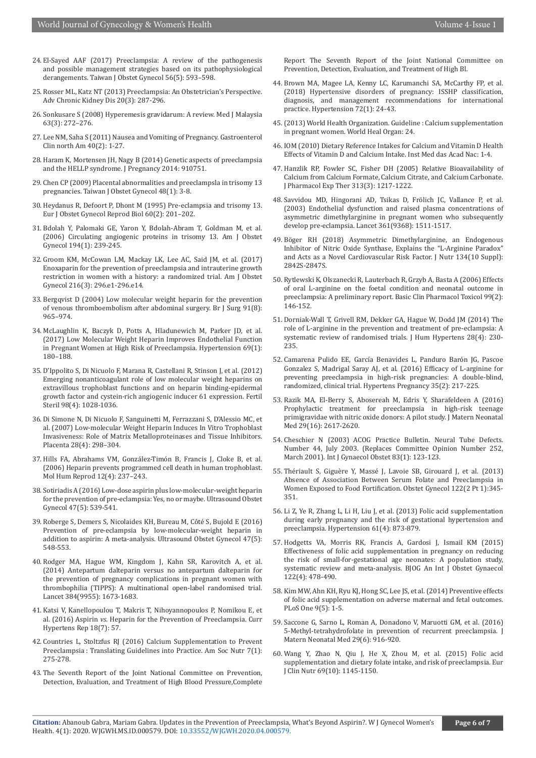24. El-Sayed AAF (2017) Preeclampsia: A review of the pathogenesis and possible management strategies based on its pathophysiological derangements. Taiwan J Obstet Gynecol 56(5): 593–598.

25. Rosser ML, Katz NT (2013) Preeclampsia: An Obstetrician's Perspective. Adv Chronic Kidney Dis 20(3): 287-296.

26. Sonkusare S (2008) Hyperemesis gravidarum: A review. Med J Malaysia 63(3): 272–276.

27. Lee NM, Saha S (2011) Nausea and Vomiting of Pregnancy. Gastroenterol Clin north Am 40(2): 1-27.

28. Haram K, Mortensen JH, Nagy B (2014) Genetic aspects of preeclampsia and the HELLP syndrome. J Pregnancy 2014: 910751.

29. Chen CP (2009) Placental abnormalities and preeclampsla in trisomy 13 pregnancies. Taiwan J Obstet Gynecol 48(1): 3-8.

30. Heydanus R, Defoort P, Dhont M (1995) Pre-eclampsia and trisomy 13. Eur J Obstet Gynecol Reprod Biol 60(2): 201–202.

31. Bdolah Y, Palomaki GE, Yaron Y, Bdolah-Abram T, Goldman M, et al. (2006) Circulating angiogenic proteins in trisomy 13. Am J Obstet Gynecol 194(1): 239-245.

32. Groom KM, McCowan LM, Mackay LK, Lee AC, Said JM, et al. (2017) Enoxaparin for the prevention of preeclampsia and intrauterine growth restriction in women with a history: a randomized trial. Am J Obstet Gynecol 216(3): 296.e1-296.e14.

33. Bergqvist D (2004) Low molecular weight heparin for the prevention of venous thromboembolism after abdominal surgery. Br J Surg 91(8): 965–974.

34. McLaughlin K, Baczyk D, Potts A, Hladunewich M, Parker JD, et al. (2017) Low Molecular Weight Heparin Improves Endothelial Function in Pregnant Women at High Risk of Preeclampsia. Hypertension 69(1): 180–188.

35. D'Ippolito S, Di Nicuolo F, Marana R, Castellani R, Stinson J, et al. (2012) Emerging nonanticoagulant role of low molecular weight heparins on extravillous trophoblast functions and on heparin binding-epidermal growth factor and cystein-rich angiogenic inducer 61 expression. Fertil Steril 98(4): 1028-1036.

36. Di Simone N, Di Nicuolo F, Sanguinetti M, Ferrazzani S, D'Alessio MC, et al. (2007) Low-molecular Weight Heparin Induces In Vitro Trophoblast Invasiveness: Role of Matrix Metalloproteinases and Tissue Inhibitors. Placenta 28(4): 298–304.

37. Hills FA, Abrahams VM, González-Timón B, Francis J, Cloke B, et al. (2006) Heparin prevents programmed cell death in human trophoblast. Mol Hum Reprod 12(4): 237–243.

38. Sotiriadis A (2016) Low-dose aspirin plus low-molecular-weight heparin for the prevention of pre-eclampsia: Yes, no or maybe. Ultrasound Obstet Gynecol 47(5): 539-541.

39. Roberge S, Demers S, Nicolaides KH, Bureau M, Côté S, Bujold E (2016) Prevention of pre-eclampsia by low-molecular-weight heparin in addition to aspirin: A meta-analysis. Ultrasound Obstet Gynecol 47(5): 548-553.

40. Rodger MA, Hague WM, Kingdom J, Kahn SR, Karovitch A, et al. (2014) Antepartum dalteparin versus no antepartum dalteparin for the prevention of pregnancy complications in pregnant women with thrombophilia (TIPPS): A multinational open-label randomised trial. Lancet 384(9955): 1673-1683.

41. Katsi V, Kanellopoulou T, Makris T, Nihoyannopoulos P, Nomikou E, et al. (2016) Aspirin *vs.* Heparin for the Prevention of Preeclampsia. Curr Hypertens Rep 18(7): 57.

42. Countries L, Stoltzfus RJ (2016) Calcium Supplementation to Prevent Preeclampsia : Translating Guidelines into Practice. Am Soc Nutr 7(1): 275-278.

43. The Seventh Report of the Joint National Committee on Prevention, Detection, Evaluation, and Treatment of High Blood Pressure,Complete Report The Seventh Report of the Joint National Committee on Prevention, Detection, Evaluation, and Treatment of High Bl.

44. Brown MA, Magee LA, Kenny LC, Karumanchi SA, McCarthy FP, et al. (2018) Hypertensive disorders of pregnancy: ISSHP classification, diagnosis, and management recommendations for international practice. Hypertension 72(1): 24-43.

45. (2013) World Health Organization. Guideline : Calcium supplementation in pregnant women. World Heal Organ: 24.

46. IOM (2010) Dietary Reference Intakes for Calcium and Vitamin D Health Effects of Vitamin D and Calcium Intake. Inst Med das Acad Nac: 1-4.

47. Hanzlik RP, Fowler SC, Fisher DH (2005) Relative Bioavailability of Calcium from Calcium Formate, Calcium Citrate, and Calcium Carbonate. J Pharmacol Exp Ther 313(3): 1217-1222.

48. Savvidou MD, Hingorani AD, Tsikas D, Frölich JC, Vallance P, et al. (2003) Endothelial dysfunction and raised plasma concentrations of asymmetric dimethylarginine in pregnant women who subsequently develop pre-eclampsia. Lancet 361(9368): 1511-1517.

49. Böger RH (2018) Asymmetric Dimethylarginine, an Endogenous Inhibitor of Nitric Oxide Synthase, Explains the "L-Arginine Paradox" and Acts as a Novel Cardiovascular Risk Factor. J Nutr 134(10 Suppl): 2842S-2847S.

50. Rytlewski K, Olszanecki R, Lauterbach R, Grzyb A, Basta A (2006) Effects of oral L-arginine on the foetal condition and neonatal outcome in preeclampsia: A preliminary report. Basic Clin Pharmacol Toxicol 99(2): 146-152.

51. Dorniak-Wall T, Grivell RM, Dekker GA, Hague W, Dodd JM (2014) The role of L-arginine in the prevention and treatment of pre-eclampsia: A systematic review of randomised trials. J Hum Hypertens 28(4): 230-235.

52. Camarena Pulido EE, García Benavides L, Panduro Barón JG, Pascoe Gonzalez S, Madrigal Saray AJ, et al. (2016) Efficacy of L-arginine for preventing preeclampsia in high-risk pregnancies: A double-blind, randomized, clinical trial. Hypertens Pregnancy 35(2): 217-225.

53. Razik MA, El-Berry S, Abosereah M, Edris Y, Sharafeldeen A (2016) Prophylactic treatment for preeclampsia in high-risk teenage primigravidae with nitric oxide donors: A pilot study. J Matern Neonatal Med 29(16): 2617-2620.

54. Cheschier N (2003) ACOG Practice Bulletin. Neural Tube Defects. Number 44, July 2003. (Replaces Committee Opinion Number 252, March 2001). Int J Gynaecol Obstet 83(1): 123-123.

55. Thériault S, Giguère Y, Massé J, Lavoie SB, Girouard J, et al. (2013) Absence of Association Between Serum Folate and Preeclampsia in Women Exposed to Food Fortification. Obstet Gynecol 122(2 Pt 1):345-351.

56. Li Z, Ye R, Zhang L, Li H, Liu J, et al. (2013) Folic acid supplementation during early pregnancy and the risk of gestational hypertension and preeclampsia. Hypertension 61(4): 873-879.

57. Hodgetts VA, Morris RK, Francis A, Gardosi J, Ismail KM (2015) Effectiveness of folic acid supplementation in pregnancy on reducing the risk of small-for-gestational age neonates: A population study, systematic review and meta-analysis. BJOG An Int J Obstet Gynaecol 122(4): 478-490.

58. Kim MW, Ahn KH, Ryu KJ, Hong SC, Lee JS, et al. (2014) Preventive effects of folic acid supplementation on adverse maternal and fetal outcomes. PLoS One 9(5): 1-5.

59. Saccone G, Sarno L, Roman A, Donadono V, Maruotti GM, et al. (2016) 5-Methyl-tetrahydrofolate in prevention of recurrent preeclampsia. J Matern Neonatal Med 29(6): 916-920.

60. Wang Y, Zhao N, Qiu J, He X, Zhou M, et al. (2015) Folic acid supplementation and dietary folate intake, and risk of preeclampsia. Eur J Clin Nutr 69(10): 1145-1150.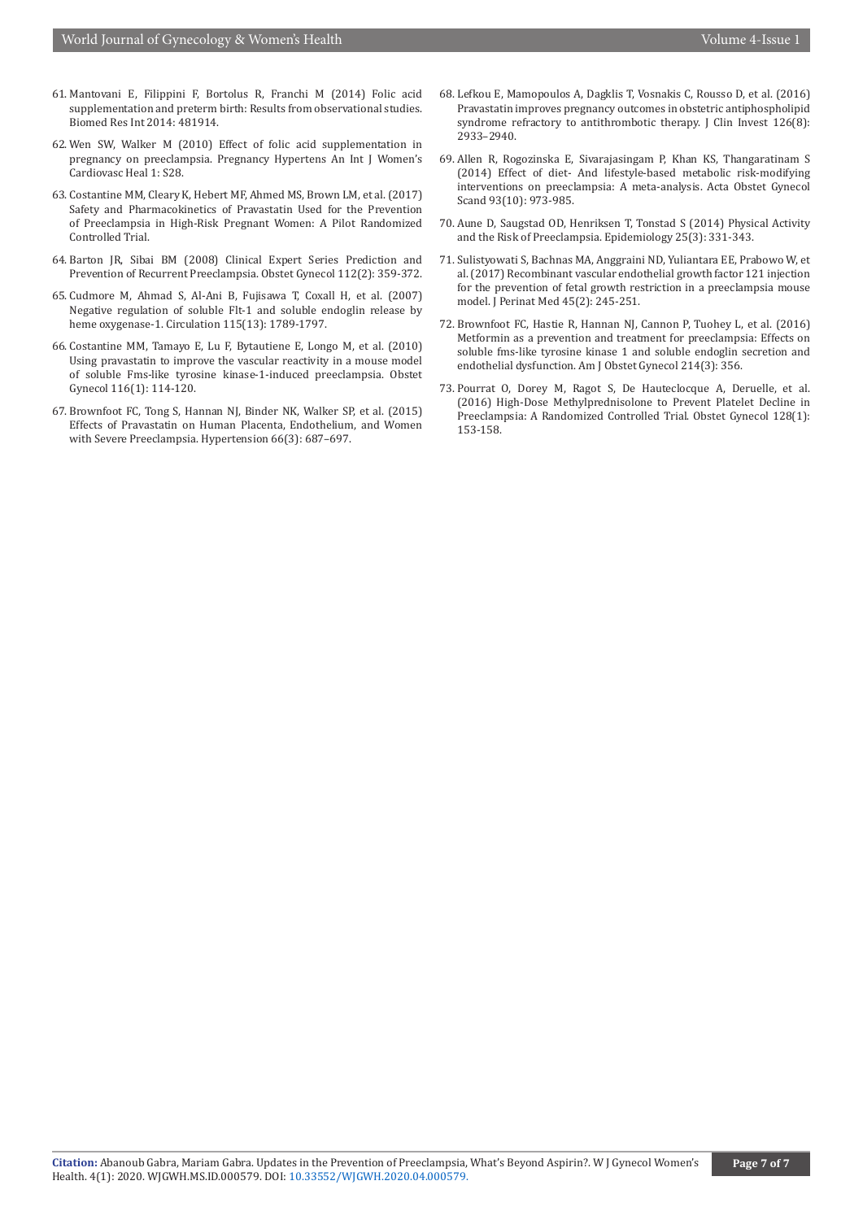61. Mantovani E, Filippini F, Bortolus R, Franchi M (2014) Folic acid supplementation and preterm birth: Results from observational studies. Biomed Res Int 2014: 481914.
62. Wen SW, Walker M (2010) Effect of folic acid supplementation in pregnancy on preeclampsia. Pregnancy Hypertens An Int J Women's Cardiovasc Heal 1: S28.
63. Costantine MM, Cleary K, Hebert MF, Ahmed MS, Brown LM, et al. (2017) Safety and Pharmacokinetics of Pravastatin Used for the Prevention of Preeclampsia in High-Risk Pregnant Women: A Pilot Randomized Controlled Trial.
64. Barton JR, Sibai BM (2008) Clinical Expert Series Prediction and Prevention of Recurrent Preeclampsia. Obstet Gynecol 112(2): 359-372.
65. Cudmore M, Ahmad S, Al-Ani B, Fujisawa T, Coxall H, et al. (2007) Negative regulation of soluble Flt-1 and soluble endoglin release by heme oxygenase-1. Circulation 115(13): 1789-1797.
66. Costantine MM, Tamayo E, Lu F, Bytautiene E, Longo M, et al. (2010) Using pravastatin to improve the vascular reactivity in a mouse model of soluble Fms-like tyrosine kinase-1-induced preeclampsia. Obstet Gynecol 116(1): 114-120.
67. Brownfoot FC, Tong S, Hannan NJ, Binder NK, Walker SP, et al. (2015) Effects of Pravastatin on Human Placenta, Endothelium, and Women with Severe Preeclampsia. Hypertension 66(3): 687–697.
68. Lefkou E, Mamopoulos A, Dagklis T, Vosnakis C, Rousso D, et al. (2016) Pravastatin improves pregnancy outcomes in obstetric antiphospholipid syndrome refractory to antithrombotic therapy. J Clin Invest 126(8): 2933–2940.
69. Allen R, Rogozinska E, Sivarajasingam P, Khan KS, Thangaratinam S (2014) Effect of diet- And lifestyle-based metabolic risk-modifying interventions on preeclampsia: A meta-analysis. Acta Obstet Gynecol Scand 93(10): 973-985.
70. Aune D, Saugstad OD, Henriksen T, Tonstad S (2014) Physical Activity and the Risk of Preeclampsia. Epidemiology 25(3): 331-343.
71. Sulistyowati S, Bachnas MA, Anggraini ND, Yuliantara EE, Prabowo W, et al. (2017) Recombinant vascular endothelial growth factor 121 injection for the prevention of fetal growth restriction in a preeclampsia mouse model. J Perinat Med 45(2): 245-251.
72. Brownfoot FC, Hastie R, Hannan NJ, Cannon P, Tuohey L, et al. (2016) Metformin as a prevention and treatment for preeclampsia: Effects on soluble fms-like tyrosine kinase 1 and soluble endoglin secretion and endothelial dysfunction. Am J Obstet Gynecol 214(3): 356.
73. Pourrat O, Dorey M, Ragot S, De Hauteclocque A, Deruelle, et al. (2016) High-Dose Methylprednisolone to Prevent Platelet Decline in Preeclampsia: A Randomized Controlled Trial. Obstet Gynecol 128(1): 153-158.